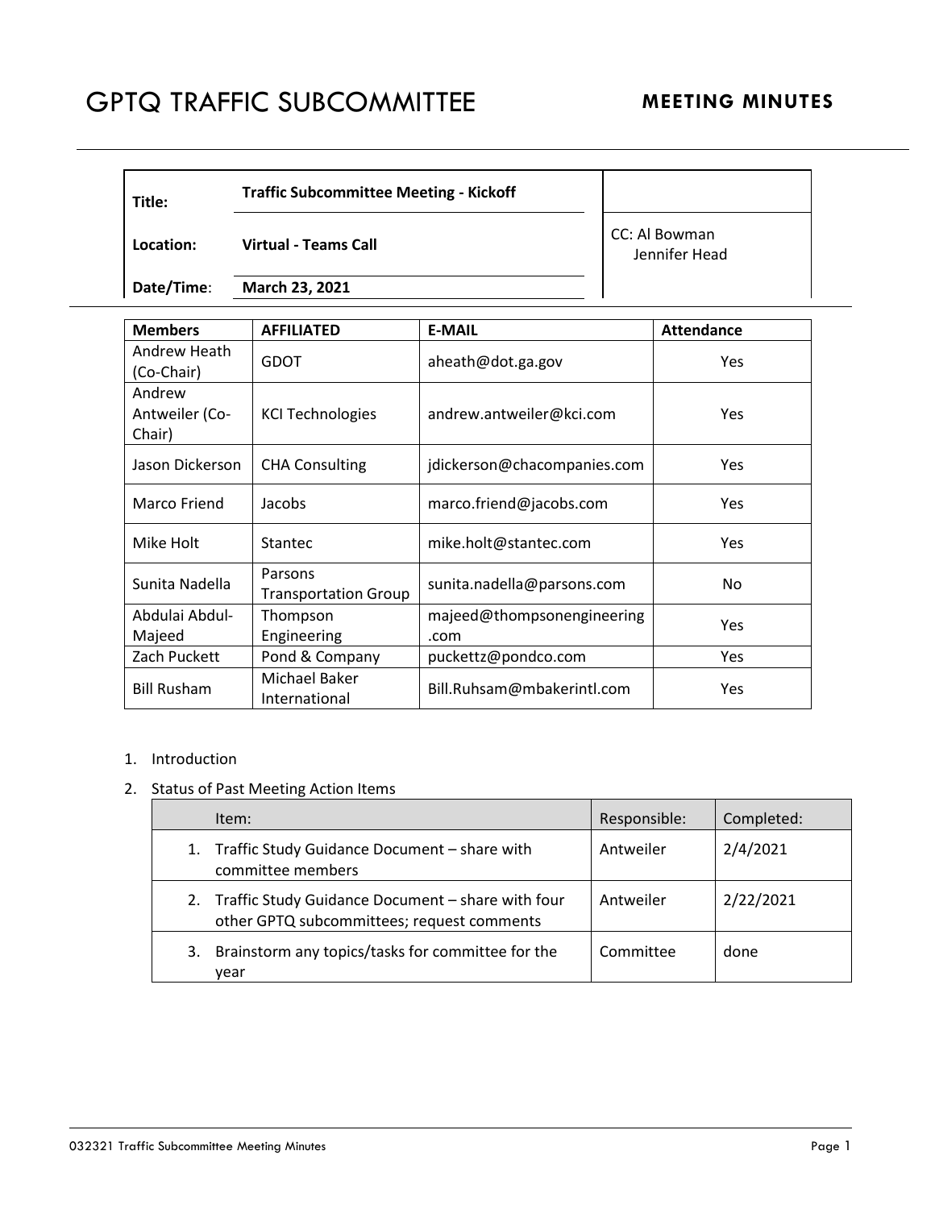# GPTQ TRAFFIC SUBCOMMITTEE

## MEETING MINUTES

| | | |
|---|---|---|
| **Title:** | **Traffic Subcommittee Meeting - Kickoff** | |
| **Location:** | **Virtual - Teams Call** | CC: Al Bowman<br>Jennifer Head |
| **Date/Time**: | **March 23, 2021** | |

| **Members** | **AFFILIATED** | **E-MAIL** | **Attendance** |
|---|---|---|---|
| Andrew Heath (Co-Chair) | GDOT | aheath@dot.ga.gov | Yes |
| Andrew Antweiler (Co-Chair) | KCI Technologies | andrew.antweiler@kci.com | Yes |
| Jason Dickerson | CHA Consulting | jdickerson@chacompanies.com | Yes |
| Marco Friend | Jacobs | marco.friend@jacobs.com | Yes |
| Mike Holt | Stantec | mike.holt@stantec.com | Yes |
| Sunita Nadella | Parsons Transportation Group | sunita.nadella@parsons.com | No |
| Abdulai Abdul-Majeed | Thompson Engineering | majeed@thompsonengineering.com | Yes |
| Zach Puckett | Pond & Company | puckettz@pondco.com | Yes |
| Bill Rusham | Michael Baker International | Bill.Ruhsam@mbakerintl.com | Yes |

1. Introduction
2. Status of Past Meeting Action Items

| Item: | Responsible: | Completed: |
|---|---|---|
| 1. Traffic Study Guidance Document – share with committee members | Antweiler | 2/4/2021 |
| 2. Traffic Study Guidance Document – share with four other GPTQ subcommittees; request comments | Antweiler | 2/22/2021 |
| 3. Brainstorm any topics/tasks for committee for the year | Committee | done |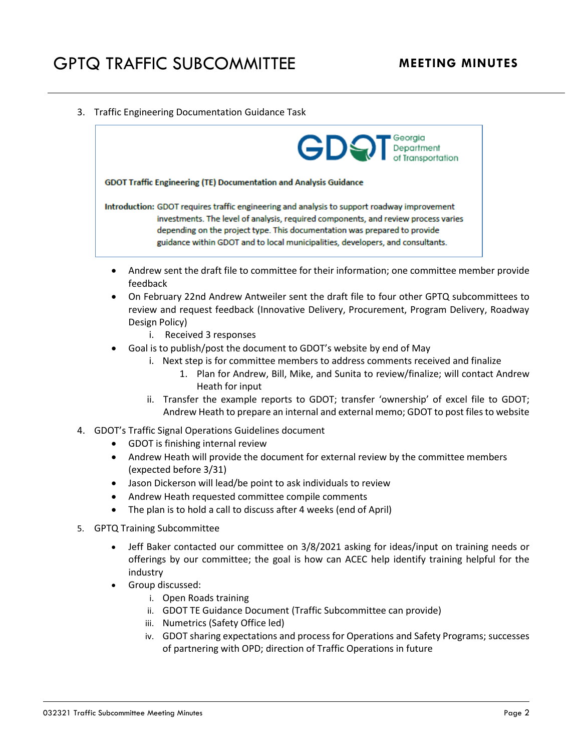3. Traffic Engineering Documentation Guidance Task

> GDOT Georgia Department of Transportation
>
> **GDOT Traffic Engineering (TE) Documentation and Analysis Guidance**
>
> **Introduction:** GDOT requires traffic engineering and analysis to support roadway improvement investments. The level of analysis, required components, and review process varies depending on the project type. This documentation was prepared to provide guidance within GDOT and to local municipalities, developers, and consultants.

- Andrew sent the draft file to committee for their information; one committee member provide feedback
- On February 22nd Andrew Antweiler sent the draft file to four other GPTQ subcommittees to review and request feedback (Innovative Delivery, Procurement, Program Delivery, Roadway Design Policy)
    - i. Received 3 responses
- Goal is to publish/post the document to GDOT's website by end of May
    - i. Next step is for committee members to address comments received and finalize
        1. Plan for Andrew, Bill, Mike, and Sunita to review/finalize; will contact Andrew Heath for input
    - ii. Transfer the example reports to GDOT; transfer 'ownership' of excel file to GDOT; Andrew Heath to prepare an internal and external memo; GDOT to post files to website

4. GDOT's Traffic Signal Operations Guidelines document
    - GDOT is finishing internal review
    - Andrew Heath will provide the document for external review by the committee members (expected before 3/31)
    - Jason Dickerson will lead/be point to ask individuals to review
    - Andrew Heath requested committee compile comments
    - The plan is to hold a call to discuss after 4 weeks (end of April)

5. GPTQ Training Subcommittee
    - Jeff Baker contacted our committee on 3/8/2021 asking for ideas/input on training needs or offerings by our committee; the goal is how can ACEC help identify training helpful for the industry
    - Group discussed:
        - i. Open Roads training
        - ii. GDOT TE Guidance Document (Traffic Subcommittee can provide)
        - iii. Numetrics (Safety Office led)
        - iv. GDOT sharing expectations and process for Operations and Safety Programs; successes of partnering with OPD; direction of Traffic Operations in future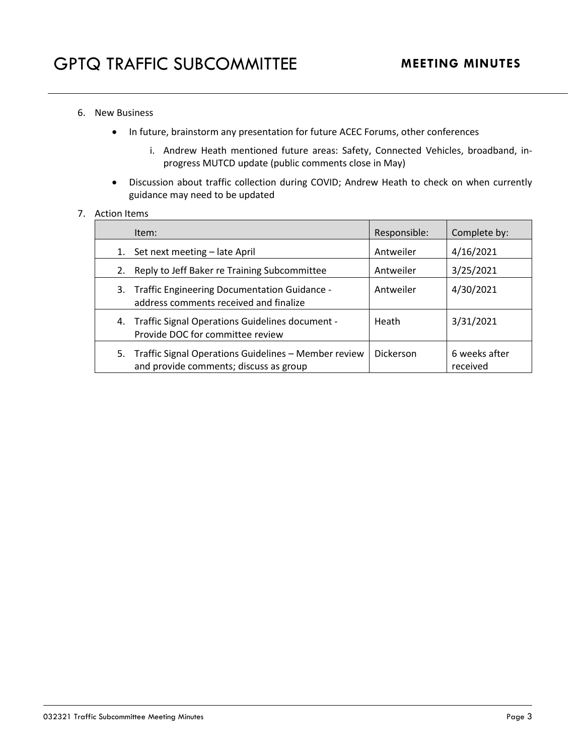6. New Business

    - In future, brainstorm any presentation for future ACEC Forums, other conferences

        i. Andrew Heath mentioned future areas: Safety, Connected Vehicles, broadband, in-progress MUTCD update (public comments close in May)

    - Discussion about traffic collection during COVID; Andrew Heath to check on when currently guidance may need to be updated

7. Action Items

| Item: | Responsible: | Complete by: |
|---|---|---|
| 1. Set next meeting – late April | Antweiler | 4/16/2021 |
| 2. Reply to Jeff Baker re Training Subcommittee | Antweiler | 3/25/2021 |
| 3. Traffic Engineering Documentation Guidance - address comments received and finalize | Antweiler | 4/30/2021 |
| 4. Traffic Signal Operations Guidelines document - Provide DOC for committee review | Heath | 3/31/2021 |
| 5. Traffic Signal Operations Guidelines – Member review and provide comments; discuss as group | Dickerson | 6 weeks after received |